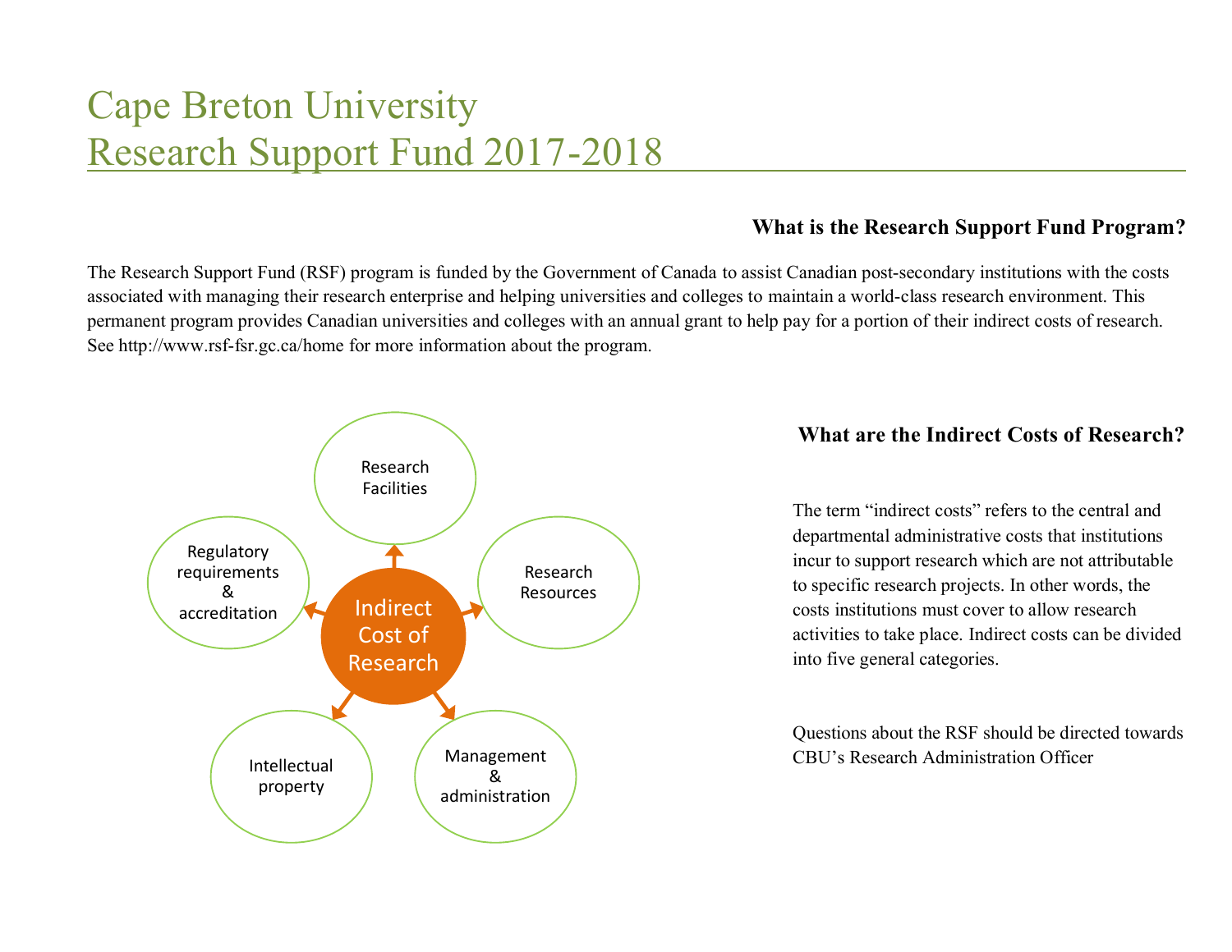# Cape Breton University
# Research Support Fund 2017-2018

### What is the Research Support Fund Program?

The Research Support Fund (RSF) program is funded by the Government of Canada to assist Canadian post-secondary institutions with the costs associated with managing their research enterprise and helping universities and colleges to maintain a world-class research environment. This permanent program provides Canadian universities and colleges with an annual grant to help pay for a portion of their indirect costs of research. See http://www.rsf-fsr.gc.ca/home for more information about the program.

Indirect Cost of Research

- Research Facilities
- Research Resources
- Management & administration
- Intellectual property
- Regulatory requirements & accreditation

### What are the Indirect Costs of Research?

The term "indirect costs" refers to the central and departmental administrative costs that institutions incur to support research which are not attributable to specific research projects. In other words, the costs institutions must cover to allow research activities to take place. Indirect costs can be divided into five general categories.

Questions about the RSF should be directed towards CBU's Research Administration Officer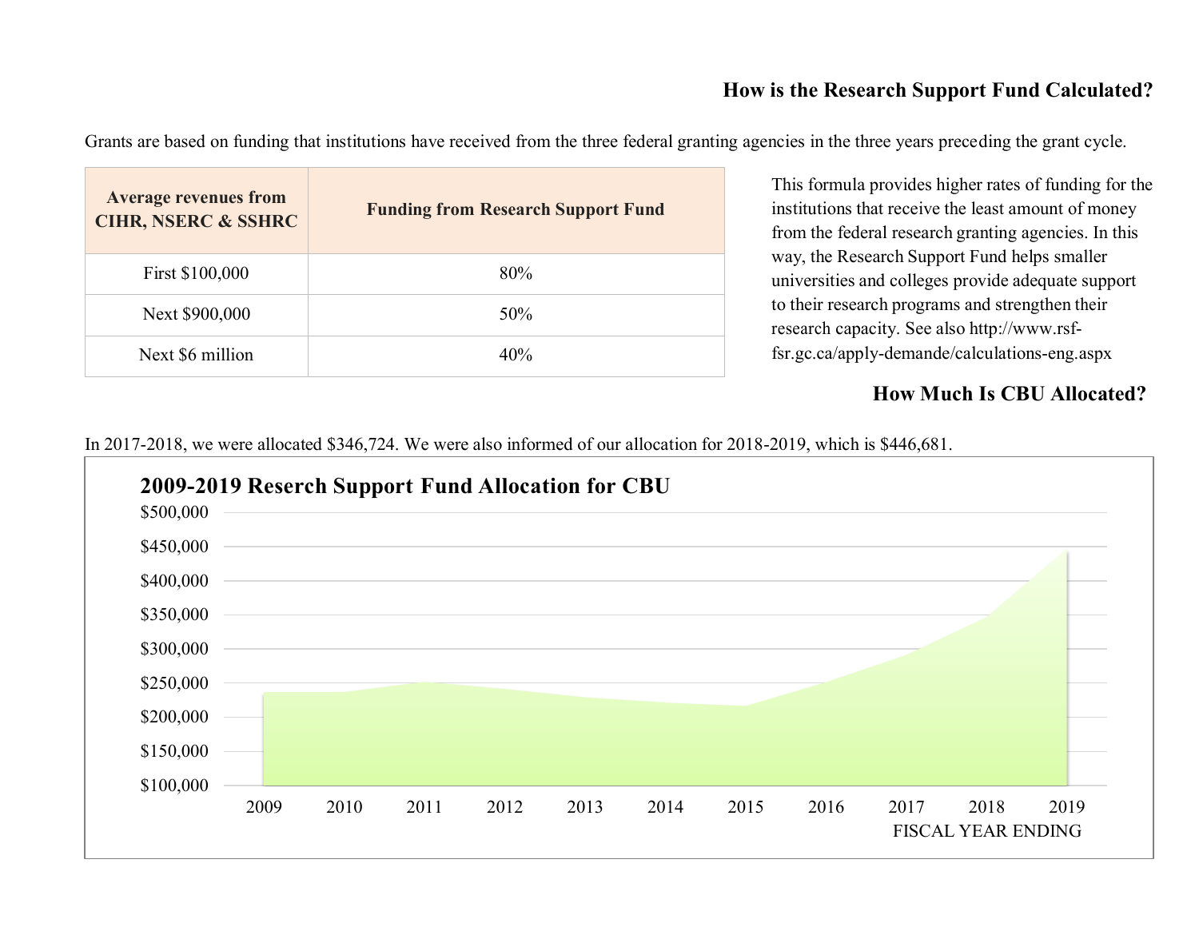## How is the Research Support Fund Calculated?

Grants are based on funding that institutions have received from the three federal granting agencies in the three years preceding the grant cycle.

| Average revenues from CIHR, NSERC & SSHRC | Funding from Research Support Fund |
|---|---|
| First $100,000 | 80% |
| Next $900,000 | 50% |
| Next $6 million | 40% |

This formula provides higher rates of funding for the institutions that receive the least amount of money from the federal research granting agencies. In this way, the Research Support Fund helps smaller universities and colleges provide adequate support to their research programs and strengthen their research capacity. See also http://www.rsf-fsr.gc.ca/apply-demande/calculations-eng.aspx

## How Much Is CBU Allocated?

In 2017-2018, we were allocated $346,724. We were also informed of our allocation for 2018-2019, which is $446,681.

**2009-2019 Reserch Support Fund Allocation for CBU**

$500,000
$450,000
$400,000
$350,000
$300,000
$250,000
$200,000
$150,000
$100,000

2009 2010 2011 2012 2013 2014 2015 2016 2017 2018 2019

FISCAL YEAR ENDING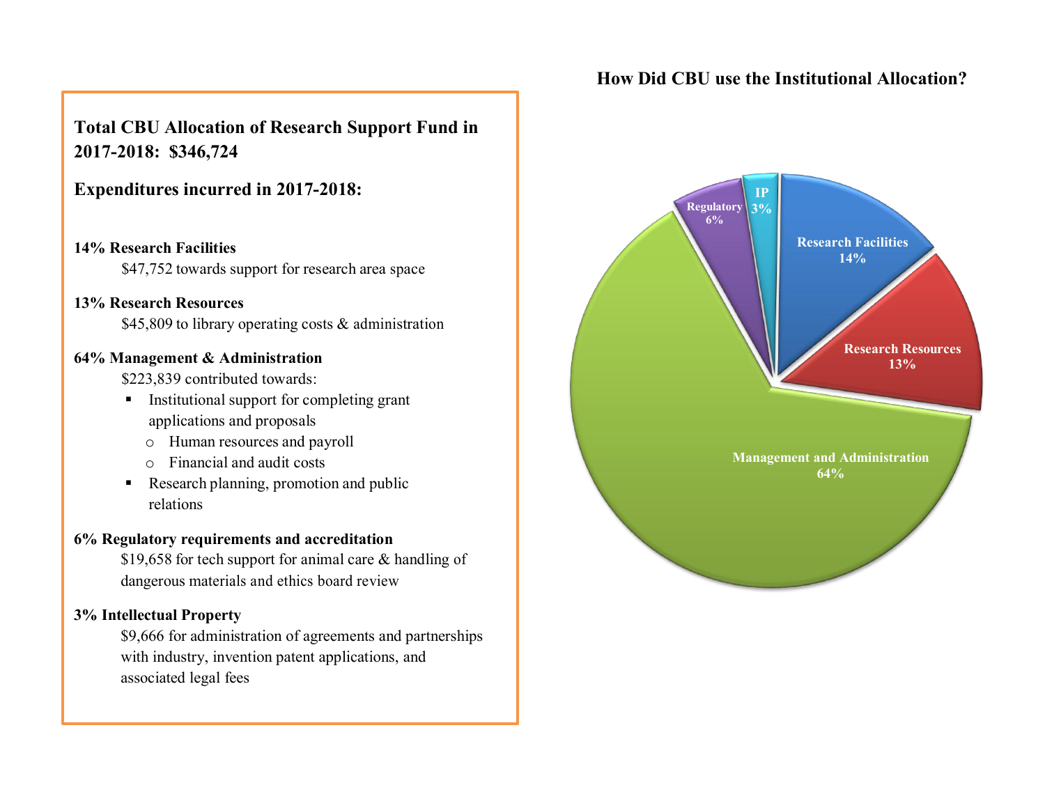**Total CBU Allocation of Research Support Fund in 2017-2018: $346,724**

**Expenditures incurred in 2017-2018:**

**14% Research Facilities**

$47,752 towards support for research area space

**13% Research Resources**

$45,809 to library operating costs & administration

**64% Management & Administration**

$223,839 contributed towards:

- Institutional support for completing grant applications and proposals
  - Human resources and payroll
  - Financial and audit costs
- Research planning, promotion and public relations

**6% Regulatory requirements and accreditation**

$19,658 for tech support for animal care & handling of dangerous materials and ethics board review

**3% Intellectual Property**

$9,666 for administration of agreements and partnerships with industry, invention patent applications, and associated legal fees

## How Did CBU use the Institutional Allocation?

IP 3%

Regulatory 6%

Research Facilities 14%

Research Resources 13%

Management and Administration 64%